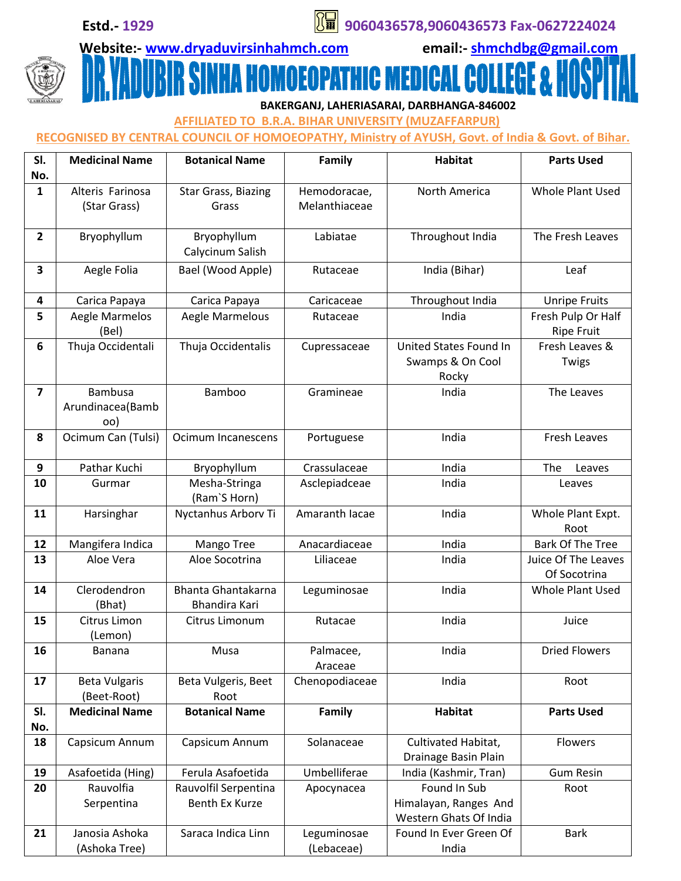Estd.- 1929 9060436578,9060436573 Fax-0627224024

Website:- www.dryaduvirsinhahmch.com email:- shmchdbg@gmail.com

# DR.YADUBIR SINHA HOMOEOPATHIC MEDICAL COLLEGE & HOSPITAL

**BAKERGANJ, LAHERIASARAI, DARBHANGA-846002**

AFFILIATED TO B.R.A. BIHAR UNIVERSITY (MUZAFFARPUR)

RECOGNISED BY CENTRAL COUNCIL OF HOMOEOPATHY, Ministry of AYUSH, Govt. of India & Govt. of Bihar.

| Sl. No. | Medicinal Name | Botanical Name | Family | Habitat | Parts Used |
|---|---|---|---|---|---|
| 1 | Alteris Farinosa (Star Grass) | Star Grass, Biazing Grass | Hemodoracae, Melanthiaceae | North America | Whole Plant Used |
| 2 | Bryophyllum | Bryophyllum Calycinum Salish | Labiatae | Throughout India | The Fresh Leaves |
| 3 | Aegle Folia | Bael (Wood Apple) | Rutaceae | India (Bihar) | Leaf |
| 4 | Carica Papaya | Carica Papaya | Caricaceae | Throughout India | Unripe Fruits |
| 5 | Aegle Marmelos (Bel) | Aegle Marmelous | Rutaceae | India | Fresh Pulp Or Half Ripe Fruit |
| 6 | Thuja Occidentali | Thuja Occidentalis | Cupressaceae | United States Found In Swamps & On Cool Rocky | Fresh Leaves & Twigs |
| 7 | Bambusa Arundinacea(Bamboo) | Bamboo | Gramineae | India | The Leaves |
| 8 | Ocimum Can (Tulsi) | Ocimum Incanescens | Portuguese | India | Fresh Leaves |
| 9 | Pathar Kuchi | Bryophyllum | Crassulaceae | India | The Leaves |
| 10 | Gurmar | Mesha-Stringa (Ram`S Horn) | Asclepiadceae | India | Leaves |
| 11 | Harsinghar | Nyctanhus Arborv Ti | Amaranth Iacae | India | Whole Plant Expt. Root |
| 12 | Mangifera Indica | Mango Tree | Anacardiaceae | India | Bark Of The Tree |
| 13 | Aloe Vera | Aloe Socotrina | Liliaceae | India | Juice Of The Leaves Of Socotrina |
| 14 | Clerodendron (Bhat) | Bhanta Ghantakarna Bhandira Kari | Leguminosae | India | Whole Plant Used |
| 15 | Citrus Limon (Lemon) | Citrus Limonum | Rutacae | India | Juice |
| 16 | Banana | Musa | Palmacee, Araceae | India | Dried Flowers |
| 17 | Beta Vulgaris (Beet-Root) | Beta Vulgeris, Beet Root | Chenopodiaceae | India | Root |
| 18 | Capsicum Annum | Capsicum Annum | Solanaceae | Cultivated Habitat, Drainage Basin Plain | Flowers |
| 19 | Asafoetida (Hing) | Ferula Asafoetida | Umbelliferae | India (Kashmir, Tran) | Gum Resin |
| 20 | Rauvolfia Serpentina | Rauvolfil Serpentina Benth Ex Kurze | Apocynacea | Found In Sub Himalayan, Ranges And Western Ghats Of India | Root |
| 21 | Janosia Ashoka (Ashoka Tree) | Saraca Indica Linn | Leguminosae (Lebaceae) | Found In Ever Green Of India | Bark |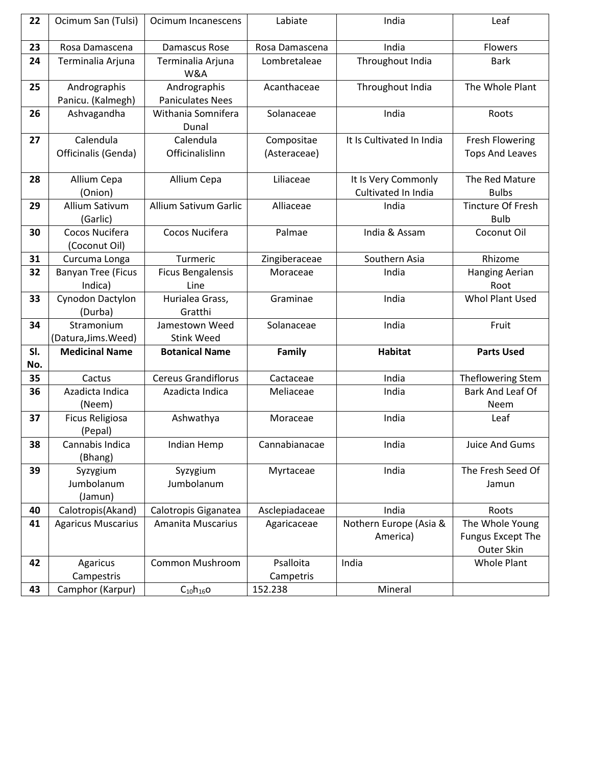| | | | | | |
|---|---|---|---|---|---|
| **22** | Ocimum San (Tulsi) | Ocimum Incanescens | Labiate | India | Leaf |
| **23** | Rosa Damascena | Damascus Rose | Rosa Damascena | India | Flowers |
| **24** | Terminalia Arjuna | Terminalia Arjuna W&A | Lombretaleae | Throughout India | Bark |
| **25** | Andrographis Panicu. (Kalmegh) | Andrographis Paniculates Nees | Acanthaceae | Throughout India | The Whole Plant |
| **26** | Ashvagandha | Withania Somnifera Dunal | Solanaceae | India | Roots |
| **27** | Calendula Officinalis (Genda) | Calendula Officinalislinn | Compositae (Asteraceae) | It Is Cultivated In India | Fresh Flowering Tops And Leaves |
| **28** | Allium Cepa (Onion) | Allium Cepa | Liliaceae | It Is Very Commonly Cultivated In India | The Red Mature Bulbs |
| **29** | Allium Sativum (Garlic) | Allium Sativum Garlic | Alliaceae | India | Tincture Of Fresh Bulb |
| **30** | Cocos Nucifera (Coconut Oil) | Cocos Nucifera | Palmae | India & Assam | Coconut Oil |
| **31** | Curcuma Longa | Turmeric | Zingiberaceae | Southern Asia | Rhizome |
| **32** | Banyan Tree (Ficus Indica) | Ficus Bengalensis Line | Moraceae | India | Hanging Aerian Root |
| **33** | Cynodon Dactylon (Durba) | Hurialea Grass, Gratthi | Graminae | India | Whol Plant Used |
| **34** | Stramonium (Datura,Jims.Weed) | Jamestown Weed Stink Weed | Solanaceae | India | Fruit |
| **Sl. No.** | **Medicinal Name** | **Botanical Name** | **Family** | **Habitat** | **Parts Used** |
| **35** | Cactus | Cereus Grandiflorus | Cactaceae | India | Theflowering Stem |
| **36** | Azadicta Indica (Neem) | Azadicta Indica | Meliaceae | India | Bark And Leaf Of Neem |
| **37** | Ficus Religiosa (Pepal) | Ashwathya | Moraceae | India | Leaf |
| **38** | Cannabis Indica (Bhang) | Indian Hemp | Cannabianacae | India | Juice And Gums |
| **39** | Syzygium Jumbolanum (Jamun) | Syzygium Jumbolanum | Myrtaceae | India | The Fresh Seed Of Jamun |
| **40** | Calotropis(Akand) | Calotropis Giganatea | Asclepiadaceae | India | Roots |
| **41** | Agaricus Muscarius | Amanita Muscarius | Agaricaceae | Nothern Europe (Asia & America) | The Whole Young Fungus Except The Outer Skin |
| **42** | Agaricus Campestris | Common Mushroom | Psalloita Campetris | India | Whole Plant |
| **43** | Camphor (Karpur) | $C_{10}h_{16}o$ | 152.238 | Mineral | |